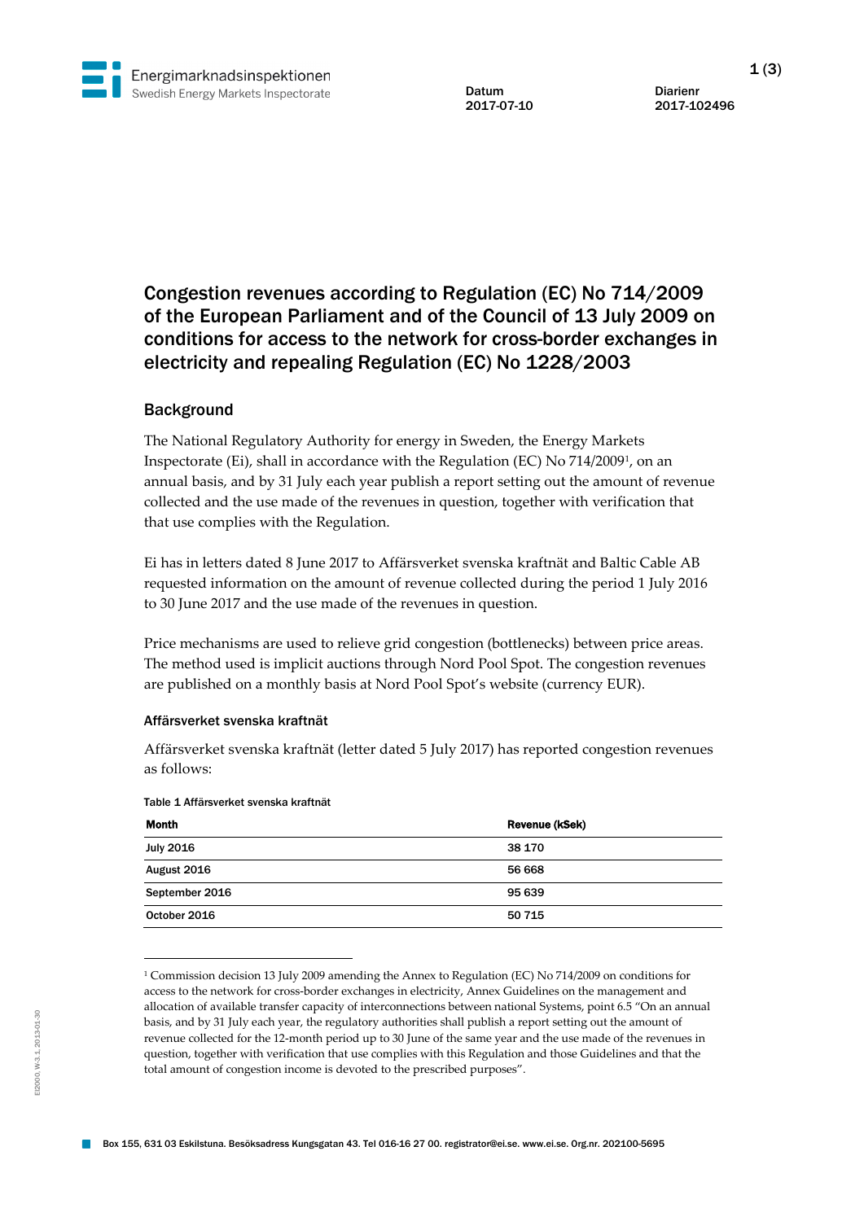Datum
2017-07-10

Diarienr
2017-102496

# Congestion revenues according to Regulation (EC) No 714/2009 of the European Parliament and of the Council of 13 July 2009 on conditions for access to the network for cross-border exchanges in electricity and repealing Regulation (EC) No 1228/2003

## Background

The National Regulatory Authority for energy in Sweden, the Energy Markets Inspectorate (Ei), shall in accordance with the Regulation (EC) No 714/2009[1], on an annual basis, and by 31 July each year publish a report setting out the amount of revenue collected and the use made of the revenues in question, together with verification that that use complies with the Regulation.

Ei has in letters dated 8 June 2017 to Affärsverket svenska kraftnät and Baltic Cable AB requested information on the amount of revenue collected during the period 1 July 2016 to 30 June 2017 and the use made of the revenues in question.

Price mechanisms are used to relieve grid congestion (bottlenecks) between price areas. The method used is implicit auctions through Nord Pool Spot. The congestion revenues are published on a monthly basis at Nord Pool Spot's website (currency EUR).

### Affärsverket svenska kraftnät

Affärsverket svenska kraftnät (letter dated 5 July 2017) has reported congestion revenues as follows:

Table 1 Affärsverket svenska kraftnät

| Month | Revenue (kSek) |
|---|---|
| July 2016 | 38 170 |
| August 2016 | 56 668 |
| September 2016 | 95 639 |
| October 2016 | 50 715 |

[1] Commission decision 13 July 2009 amending the Annex to Regulation (EC) No 714/2009 on conditions for access to the network for cross-border exchanges in electricity, Annex Guidelines on the management and allocation of available transfer capacity of interconnections between national Systems, point 6.5 "On an annual basis, and by 31 July each year, the regulatory authorities shall publish a report setting out the amount of revenue collected for the 12-month period up to 30 June of the same year and the use made of the revenues in question, together with verification that use complies with this Regulation and those Guidelines and that the total amount of congestion income is devoted to the prescribed purposes".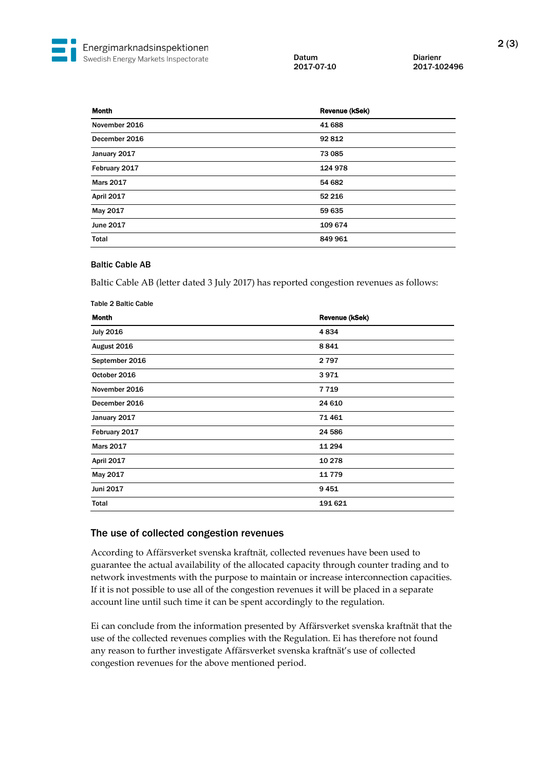| Month | Revenue (kSek) |
|---|---|
| November 2016 | 41 688 |
| December 2016 | 92 812 |
| January 2017 | 73 085 |
| February 2017 | 124 978 |
| Mars 2017 | 54 682 |
| April 2017 | 52 216 |
| May 2017 | 59 635 |
| June 2017 | 109 674 |
| Total | 849 961 |

### Baltic Cable AB

Baltic Cable AB (letter dated 3 July 2017) has reported congestion revenues as follows:

**Table 2 Baltic Cable**

| Month | Revenue (kSek) |
|---|---|
| July 2016 | 4 834 |
| August 2016 | 8 841 |
| September 2016 | 2 797 |
| October 2016 | 3 971 |
| November 2016 | 7 719 |
| December 2016 | 24 610 |
| January 2017 | 71 461 |
| February 2017 | 24 586 |
| Mars 2017 | 11 294 |
| April 2017 | 10 278 |
| May 2017 | 11 779 |
| Juni 2017 | 9 451 |
| Total | 191 621 |

## The use of collected congestion revenues

According to Affärsverket svenska kraftnät, collected revenues have been used to guarantee the actual availability of the allocated capacity through counter trading and to network investments with the purpose to maintain or increase interconnection capacities. If it is not possible to use all of the congestion revenues it will be placed in a separate account line until such time it can be spent accordingly to the regulation.

Ei can conclude from the information presented by Affärsverket svenska kraftnät that the use of the collected revenues complies with the Regulation. Ei has therefore not found any reason to further investigate Affärsverket svenska kraftnät's use of collected congestion revenues for the above mentioned period.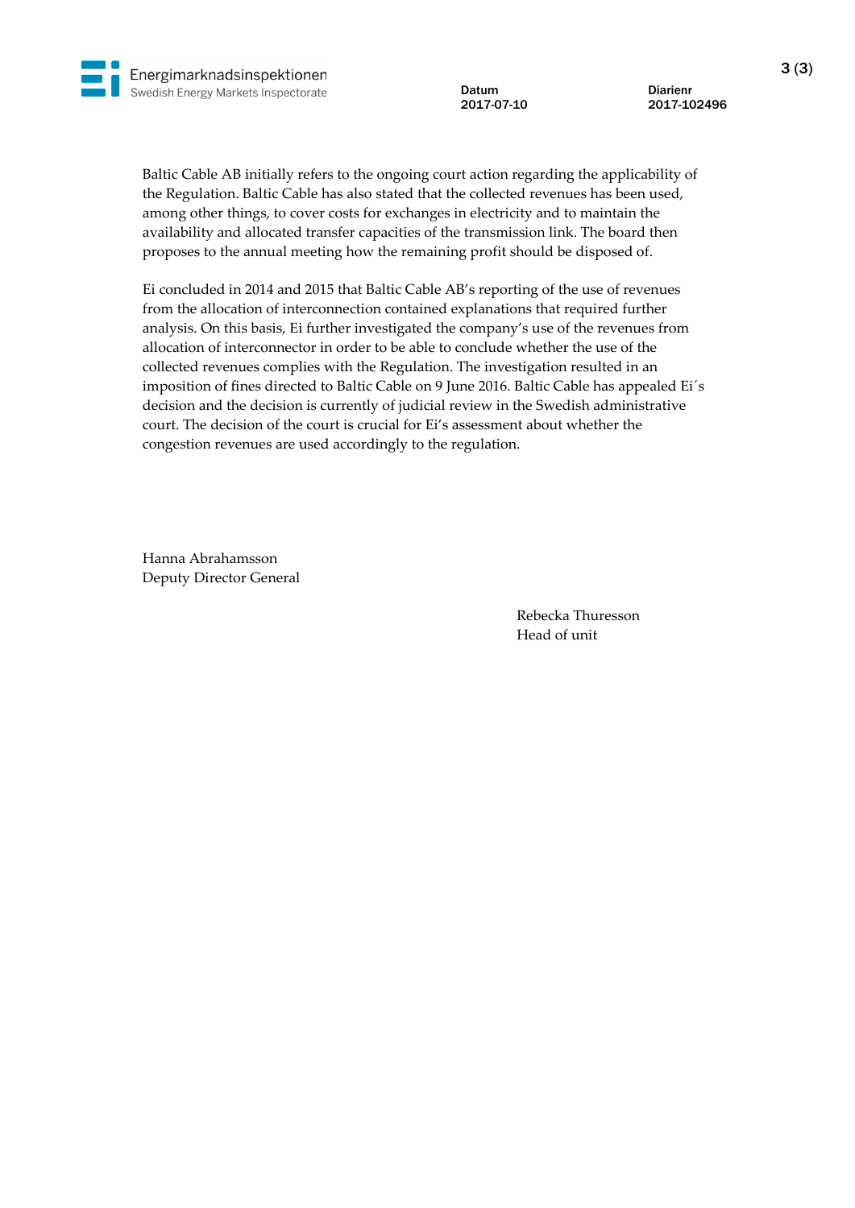Baltic Cable AB initially refers to the ongoing court action regarding the applicability of the Regulation. Baltic Cable has also stated that the collected revenues has been used, among other things, to cover costs for exchanges in electricity and to maintain the availability and allocated transfer capacities of the transmission link. The board then proposes to the annual meeting how the remaining profit should be disposed of.

Ei concluded in 2014 and 2015 that Baltic Cable AB's reporting of the use of revenues from the allocation of interconnection contained explanations that required further analysis. On this basis, Ei further investigated the company's use of the revenues from allocation of interconnector in order to be able to conclude whether the use of the collected revenues complies with the Regulation. The investigation resulted in an imposition of fines directed to Baltic Cable on 9 June 2016. Baltic Cable has appealed Ei´s decision and the decision is currently of judicial review in the Swedish administrative court. The decision of the court is crucial for Ei's assessment about whether the congestion revenues are used accordingly to the regulation.

Hanna Abrahamsson
Deputy Director General

Rebecka Thuresson
Head of unit